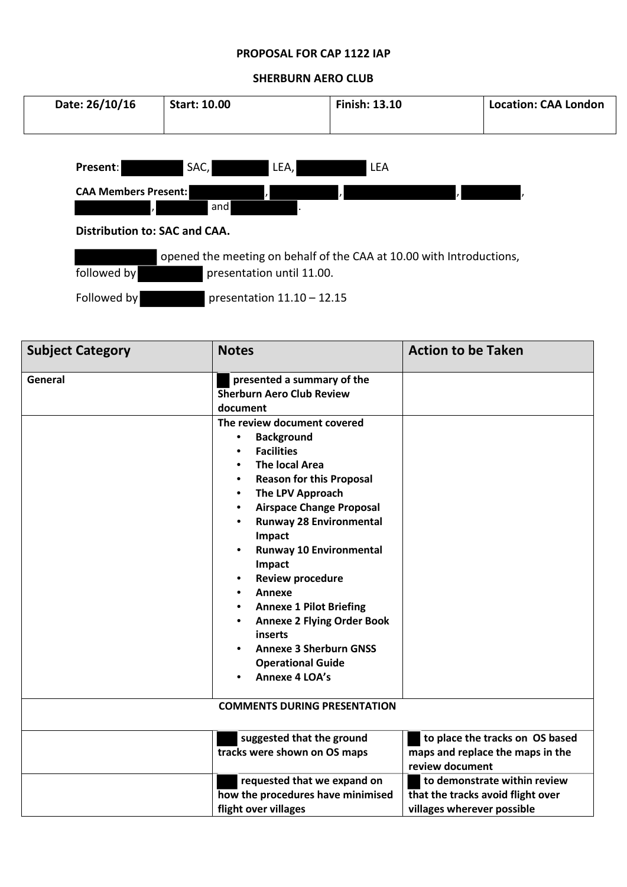**PROPOSAL FOR CAP 1122 IAP**

**SHERBURN AERO CLUB**

| Date: 26/10/16 | Start: 10.00 | Finish: 13.10 | Location: CAA London |
| --- | --- | --- | --- |

**Present**: SAC, LEA, LEA

**CAA Members Present:** , , , , , and .

**Distribution to: SAC and CAA.**

opened the meeting on behalf of the CAA at 10.00 with Introductions, followed by presentation until 11.00.

Followed by presentation 11.10 – 12.15

| Subject Category | Notes | Action to be Taken |
| --- | --- | --- |
| **General** | **presented a summary of the Sherburn Aero Club Review document** | |
| | **The review document covered**<br>• **Background**<br>• **Facilities**<br>• **The local Area**<br>• **Reason for this Proposal**<br>• **The LPV Approach**<br>• **Airspace Change Proposal**<br>• **Runway 28 Environmental Impact**<br>• **Runway 10 Environmental Impact**<br>• **Review procedure**<br>• **Annexe**<br>• **Annexe 1 Pilot Briefing**<br>• **Annexe 2 Flying Order Book inserts**<br>• **Annexe 3 Sherburn GNSS Operational Guide**<br>• **Annexe 4 LOA's** | |
| | **COMMENTS DURING PRESENTATION** | |
| | **suggested that the ground tracks were shown on OS maps** | **to place the tracks on OS based maps and replace the maps in the review document** |
| | **requested that we expand on how the procedures have minimised flight over villages** | **to demonstrate within review that the tracks avoid flight over villages wherever possible** |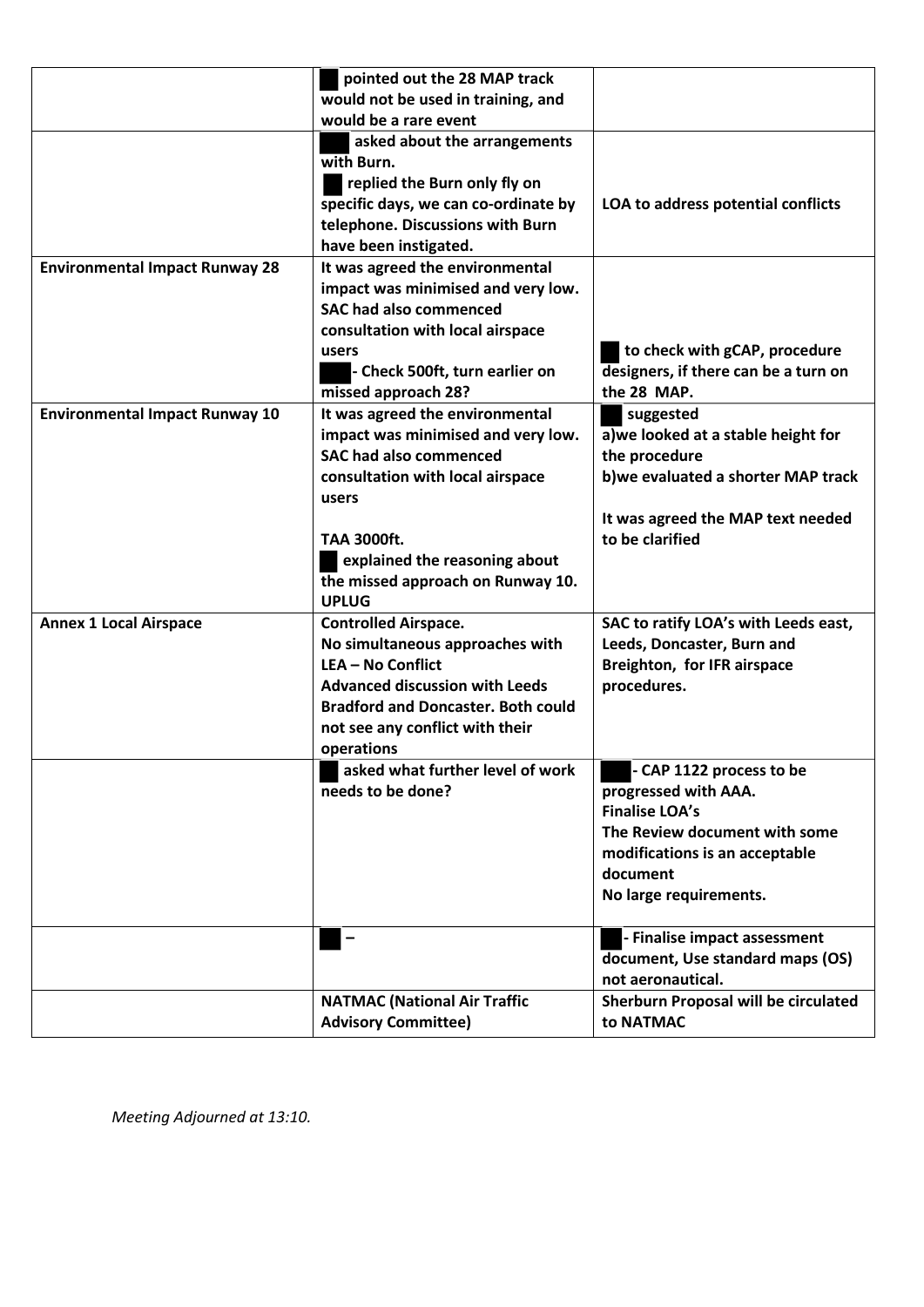| | | |
|---|---|---|
| | ██ pointed out the 28 MAP track would not be used in training, and would be a rare event | |
| | ███ asked about the arrangements with Burn.<br>██ replied the Burn only fly on specific days, we can co-ordinate by telephone. Discussions with Burn have been instigated. | LOA to address potential conflicts |
| **Environmental Impact Runway 28** | It was agreed the environmental impact was minimised and very low. SAC had also commenced consultation with local airspace users<br>███- Check 500ft, turn earlier on missed approach 28? | ██ to check with gCAP, procedure designers, if there can be a turn on the 28 MAP. |
| **Environmental Impact Runway 10** | It was agreed the environmental impact was minimised and very low. SAC had also commenced consultation with local airspace users<br><br>TAA 3000ft.<br>██ explained the reasoning about the missed approach on Runway 10.<br>UPLUG | ██ suggested<br>a)we looked at a stable height for the procedure<br>b)we evaluated a shorter MAP track<br><br>It was agreed the MAP text needed to be clarified |
| **Annex 1 Local Airspace** | Controlled Airspace.<br>No simultaneous approaches with LEA – No Conflict<br>Advanced discussion with Leeds Bradford and Doncaster. Both could not see any conflict with their operations | SAC to ratify LOA's with Leeds east, Leeds, Doncaster, Burn and Breighton, for IFR airspace procedures. |
| | ██ asked what further level of work needs to be done? | ███- CAP 1122 process to be progressed with AAA.<br>Finalise LOA's<br>The Review document with some modifications is an acceptable document<br>No large requirements. |
| | ██ – | ██- Finalise impact assessment document, Use standard maps (OS) not aeronautical. |
| | NATMAC (National Air Traffic Advisory Committee) | Sherburn Proposal will be circulated to NATMAC |

*Meeting Adjourned at 13:10.*